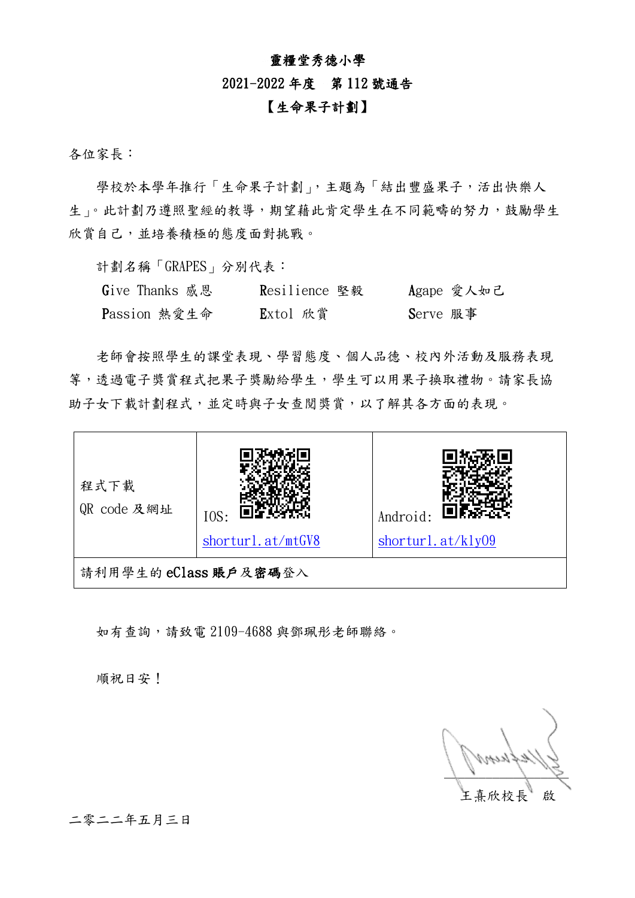# 靈糧堂秀德小學

## 2021-2022 年度　第 112 號通告

## 【生命果子計劃】

各位家長：

學校於本學年推行「生命果子計劃」，主題為「結出豐盛果子，活出快樂人生」。此計劃乃遵照聖經的教導，期望藉此肯定學生在不同範疇的努力，鼓勵學生欣賞自己，並培養積極的態度面對挑戰。

計劃名稱「GRAPES」分別代表：

| | | |
|---|---|---|
| Give Thanks 感恩 | Resilience 堅毅 | Agape 愛人如己 |
| Passion 熱愛生命 | Extol 欣賞 | Serve 服事 |

老師會按照學生的課堂表現、學習態度、個人品德、校內外活動及服務表現等，透過電子獎賞程式把果子獎勵給學生，學生可以用果子換取禮物。請家長協助子女下載計劃程式，並定時與子女查閱獎賞，以了解其各方面的表現。

| 程式下載 QR code 及網址 | IOS: shorturl.at/mtGV8 | Android: shorturl.at/kly09 |
|---|---|---|
| 請利用學生的 **eClass 賬戶**及**密碼**登入 | | |

如有查詢，請致電 2109-4688 與鄧珮彤老師聯絡。

順祝日安！

王熹欣校長　啟

二零二二年五月三日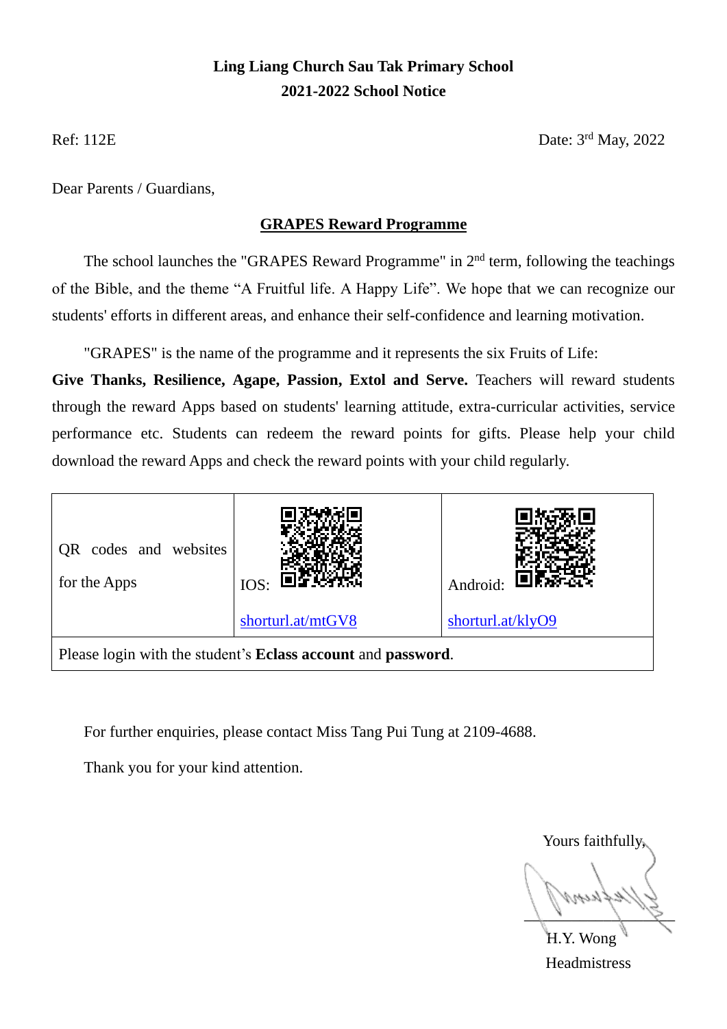**Ling Liang Church Sau Tak Primary School**
**2021-2022 School Notice**

Ref: 112E

Date: 3rd May, 2022

Dear Parents / Guardians,

**GRAPES Reward Programme**

The school launches the "GRAPES Reward Programme" in 2nd term, following the teachings of the Bible, and the theme “A Fruitful life. A Happy Life”. We hope that we can recognize our students' efforts in different areas, and enhance their self-confidence and learning motivation.

"GRAPES" is the name of the programme and it represents the six Fruits of Life: **Give Thanks, Resilience, Agape, Passion, Extol and Serve.** Teachers will reward students through the reward Apps based on students' learning attitude, extra-curricular activities, service performance etc. Students can redeem the reward points for gifts. Please help your child download the reward Apps and check the reward points with your child regularly.

| | | |
|---|---|---|
| QR codes and websites for the Apps | IOS: shorturl.at/mtGV8 | Android: shorturl.at/klyO9 |
| Please login with the student’s **Eclass account** and **password**. | | |

For further enquiries, please contact Miss Tang Pui Tung at 2109-4688.

Thank you for your kind attention.

Yours faithfully,

H.Y. Wong
Headmistress